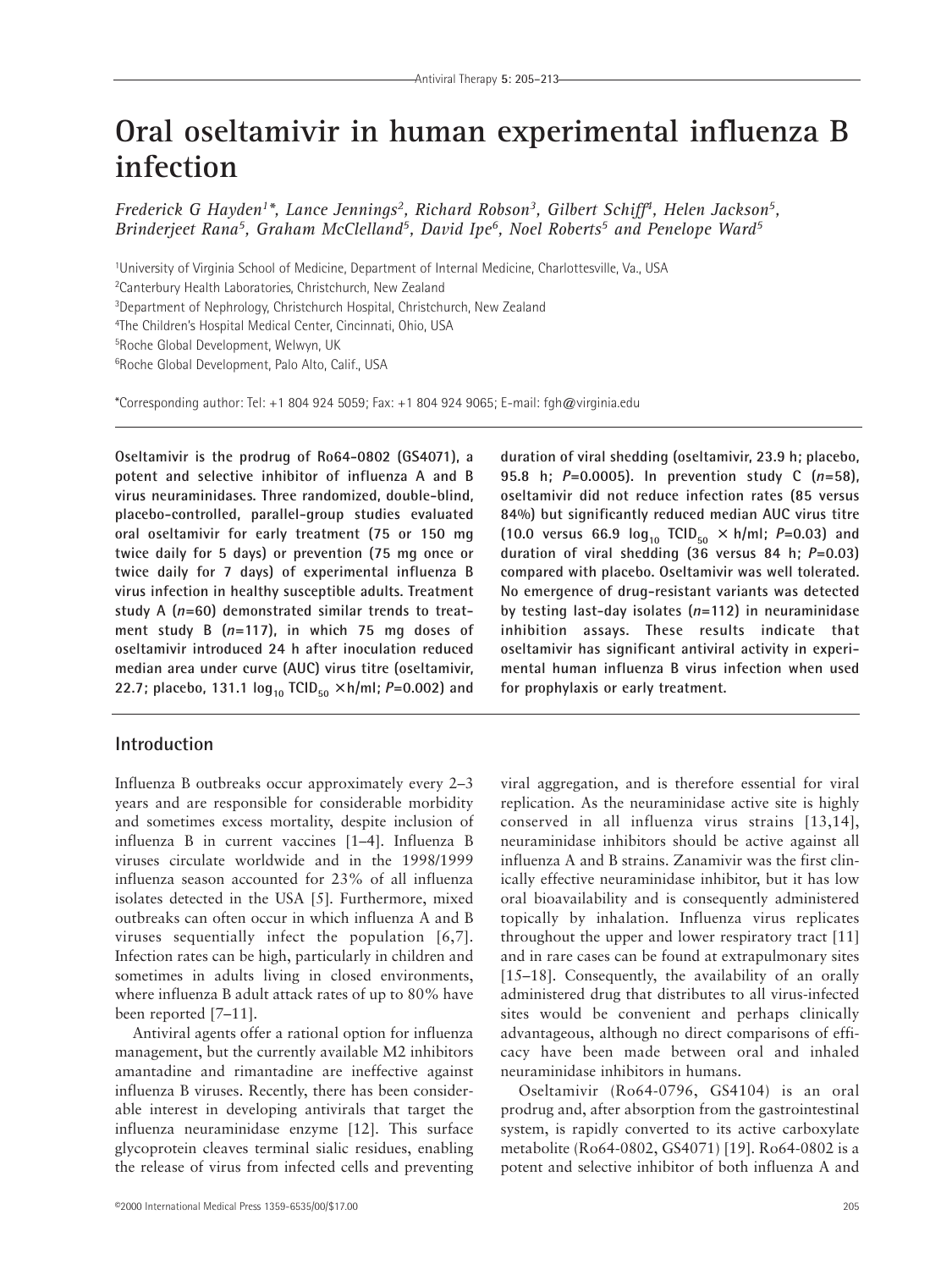// Oral oseltamivir in human experimental influenza B infection

# Oral oseltamivir in human experimental influenza B infection

*Frederick G Hayden[1]\*, Lance Jennings[2], Richard Robson[3], Gilbert Schiff[4], Helen Jackson[5], Brinderjeet Rana[5], Graham McClelland[5], David Ipe[6], Noel Roberts[5] and Penelope Ward[5]*

[1]University of Virginia School of Medicine, Department of Internal Medicine, Charlottesville, Va., USA
[2]Canterbury Health Laboratories, Christchurch, New Zealand
[3]Department of Nephrology, Christchurch Hospital, Christchurch, New Zealand
[4]The Children's Hospital Medical Center, Cincinnati, Ohio, USA
[5]Roche Global Development, Welwyn, UK
[6]Roche Global Development, Palo Alto, Calif., USA

*Corresponding author: Tel: +1 804 924 5059; Fax: +1 804 924 9065; E-mail: fgh@virginia.edu

**Oseltamivir is the prodrug of Ro64-0802 (GS4071), a potent and selective inhibitor of influenza A and B virus neuraminidases. Three randomized, double-blind, placebo-controlled, parallel-group studies evaluated oral oseltamivir for early treatment (75 or 150 mg twice daily for 5 days) or prevention (75 mg once or twice daily for 7 days) of experimental influenza B virus infection in healthy susceptible adults. Treatment study A (*n*=60) demonstrated similar trends to treatment study B (*n*=117), in which 75 mg doses of oseltamivir introduced 24 h after inoculation reduced median area under curve (AUC) virus titre (oseltamivir, 22.7; placebo, 131.1 $\log_{10}$ $TCID_{50}$ $\times$h/ml; *P*=0.002) and duration of viral shedding (oseltamivir, 23.9 h; placebo, 95.8 h; *P*=0.0005). In prevention study C (*n*=58), oseltamivir did not reduce infection rates (85 versus 84%) but significantly reduced median AUC virus titre (10.0 versus 66.9 $\log_{10}$ $TCID_{50}$ $\times$ h/ml; *P*=0.03) and duration of viral shedding (36 versus 84 h; *P*=0.03) compared with placebo. Oseltamivir was well tolerated. No emergence of drug-resistant variants was detected by testing last-day isolates (*n*=112) in neuraminidase inhibition assays. These results indicate that oseltamivir has significant antiviral activity in experimental human influenza B virus infection when used for prophylaxis or early treatment.**

## Introduction

Influenza B outbreaks occur approximately every 2–3 years and are responsible for considerable morbidity and sometimes excess mortality, despite inclusion of influenza B in current vaccines [1–4]. Influenza B viruses circulate worldwide and in the 1998/1999 influenza season accounted for 23% of all influenza isolates detected in the USA [5]. Furthermore, mixed outbreaks can often occur in which influenza A and B viruses sequentially infect the population [6,7]. Infection rates can be high, particularly in children and sometimes in adults living in closed environments, where influenza B adult attack rates of up to 80% have been reported [7–11].

Antiviral agents offer a rational option for influenza management, but the currently available M2 inhibitors amantadine and rimantadine are ineffective against influenza B viruses. Recently, there has been considerable interest in developing antivirals that target the influenza neuraminidase enzyme [12]. This surface glycoprotein cleaves terminal sialic residues, enabling the release of virus from infected cells and preventing viral aggregation, and is therefore essential for viral replication. As the neuraminidase active site is highly conserved in all influenza virus strains [13,14], neuraminidase inhibitors should be active against all influenza A and B strains. Zanamivir was the first clinically effective neuraminidase inhibitor, but it has low oral bioavailability and is consequently administered topically by inhalation. Influenza virus replicates throughout the upper and lower respiratory tract [11] and in rare cases can be found at extrapulmonary sites [15–18]. Consequently, the availability of an orally administered drug that distributes to all virus-infected sites would be convenient and perhaps clinically advantageous, although no direct comparisons of efficacy have been made between oral and inhaled neuraminidase inhibitors in humans.

Oseltamivir (Ro64-0796, GS4104) is an oral prodrug and, after absorption from the gastrointestinal system, is rapidly converted to its active carboxylate metabolite (Ro64-0802, GS4071) [19]. Ro64-0802 is a potent and selective inhibitor of both influenza A and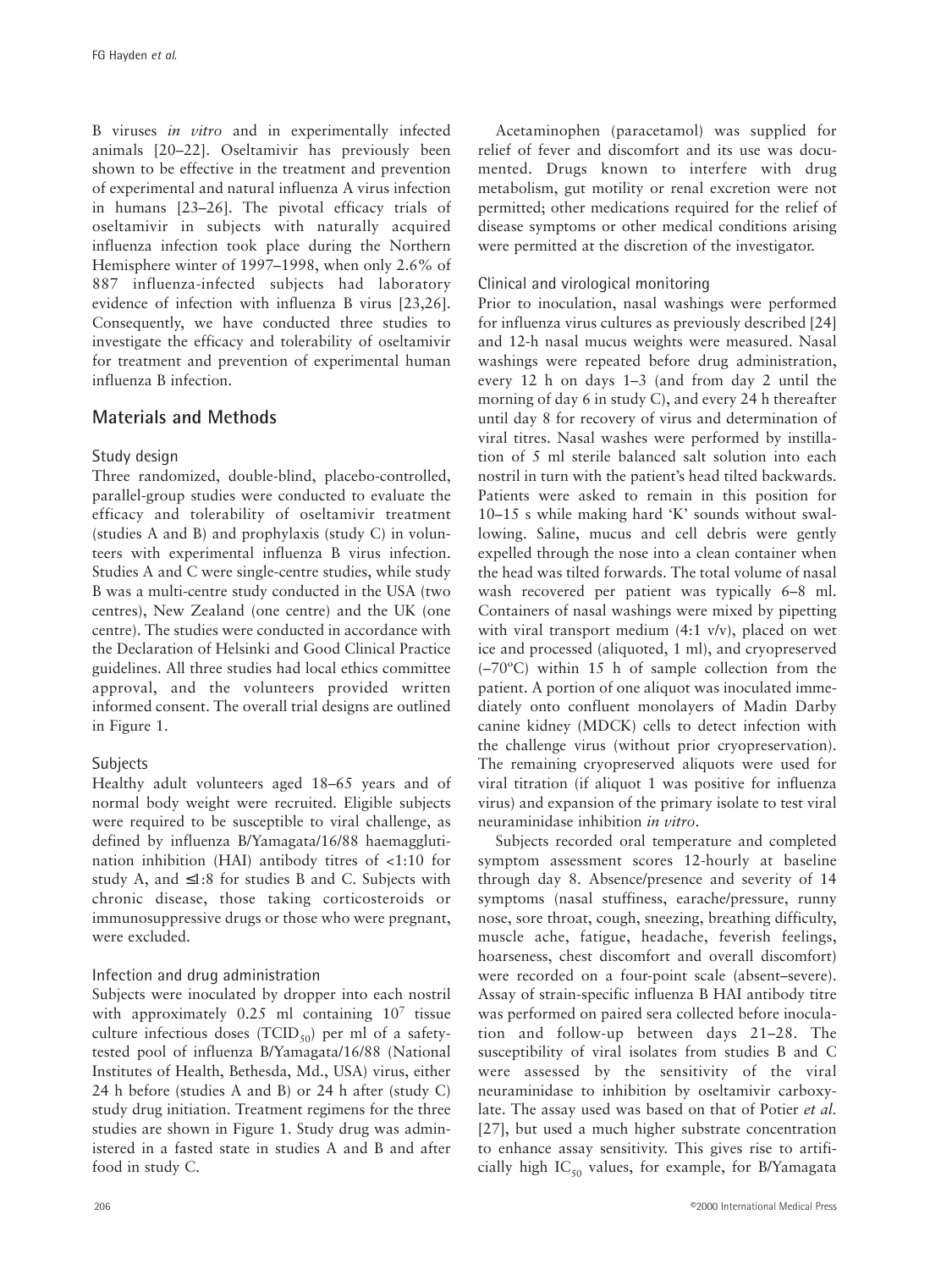B viruses *in vitro* and in experimentally infected animals [20–22]. Oseltamivir has previously been shown to be effective in the treatment and prevention of experimental and natural influenza A virus infection in humans [23–26]. The pivotal efficacy trials of oseltamivir in subjects with naturally acquired influenza infection took place during the Northern Hemisphere winter of 1997–1998, when only 2.6% of 887 influenza-infected subjects had laboratory evidence of infection with influenza B virus [23,26]. Consequently, we have conducted three studies to investigate the efficacy and tolerability of oseltamivir for treatment and prevention of experimental human influenza B infection.

## Materials and Methods

### Study design

Three randomized, double-blind, placebo-controlled, parallel-group studies were conducted to evaluate the efficacy and tolerability of oseltamivir treatment (studies A and B) and prophylaxis (study C) in volunteers with experimental influenza B virus infection. Studies A and C were single-centre studies, while study B was a multi-centre study conducted in the USA (two centres), New Zealand (one centre) and the UK (one centre). The studies were conducted in accordance with the Declaration of Helsinki and Good Clinical Practice guidelines. All three studies had local ethics committee approval, and the volunteers provided written informed consent. The overall trial designs are outlined in Figure 1.

### Subjects

Healthy adult volunteers aged 18–65 years and of normal body weight were recruited. Eligible subjects were required to be susceptible to viral challenge, as defined by influenza B/Yamagata/16/88 haemagglutination inhibition (HAI) antibody titres of <1:10 for study A, and ≤1:8 for studies B and C. Subjects with chronic disease, those taking corticosteroids or immunosuppressive drugs or those who were pregnant, were excluded.

### Infection and drug administration

Subjects were inoculated by dropper into each nostril with approximately 0.25 ml containing $10^7$ tissue culture infectious doses ($TCID_{50}$) per ml of a safety-tested pool of influenza B/Yamagata/16/88 (National Institutes of Health, Bethesda, Md., USA) virus, either 24 h before (studies A and B) or 24 h after (study C) study drug initiation. Treatment regimens for the three studies are shown in Figure 1. Study drug was administered in a fasted state in studies A and B and after food in study C.

Acetaminophen (paracetamol) was supplied for relief of fever and discomfort and its use was documented. Drugs known to interfere with drug metabolism, gut motility or renal excretion were not permitted; other medications required for the relief of disease symptoms or other medical conditions arising were permitted at the discretion of the investigator.

### Clinical and virological monitoring

Prior to inoculation, nasal washings were performed for influenza virus cultures as previously described [24] and 12-h nasal mucus weights were measured. Nasal washings were repeated before drug administration, every 12 h on days 1–3 (and from day 2 until the morning of day 6 in study C), and every 24 h thereafter until day 8 for recovery of virus and determination of viral titres. Nasal washes were performed by instillation of 5 ml sterile balanced salt solution into each nostril in turn with the patient's head tilted backwards. Patients were asked to remain in this position for 10–15 s while making hard 'K' sounds without swallowing. Saline, mucus and cell debris were gently expelled through the nose into a clean container when the head was tilted forwards. The total volume of nasal wash recovered per patient was typically 6–8 ml. Containers of nasal washings were mixed by pipetting with viral transport medium (4:1 v/v), placed on wet ice and processed (aliquoted, 1 ml), and cryopreserved (–70°C) within 15 h of sample collection from the patient. A portion of one aliquot was inoculated immediately onto confluent monolayers of Madin Darby canine kidney (MDCK) cells to detect infection with the challenge virus (without prior cryopreservation). The remaining cryopreserved aliquots were used for viral titration (if aliquot 1 was positive for influenza virus) and expansion of the primary isolate to test viral neuraminidase inhibition *in vitro*.

Subjects recorded oral temperature and completed symptom assessment scores 12-hourly at baseline through day 8. Absence/presence and severity of 14 symptoms (nasal stuffiness, earache/pressure, runny nose, sore throat, cough, sneezing, breathing difficulty, muscle ache, fatigue, headache, feverish feelings, hoarseness, chest discomfort and overall discomfort) were recorded on a four-point scale (absent–severe). Assay of strain-specific influenza B HAI antibody titre was performed on paired sera collected before inoculation and follow-up between days 21–28. The susceptibility of viral isolates from studies B and C were assessed by the sensitivity of the viral neuraminidase to inhibition by oseltamivir carboxylate. The assay used was based on that of Potier *et al.* [27], but used a much higher substrate concentration to enhance assay sensitivity. This gives rise to artificially high $IC_{50}$ values, for example, for B/Yamagata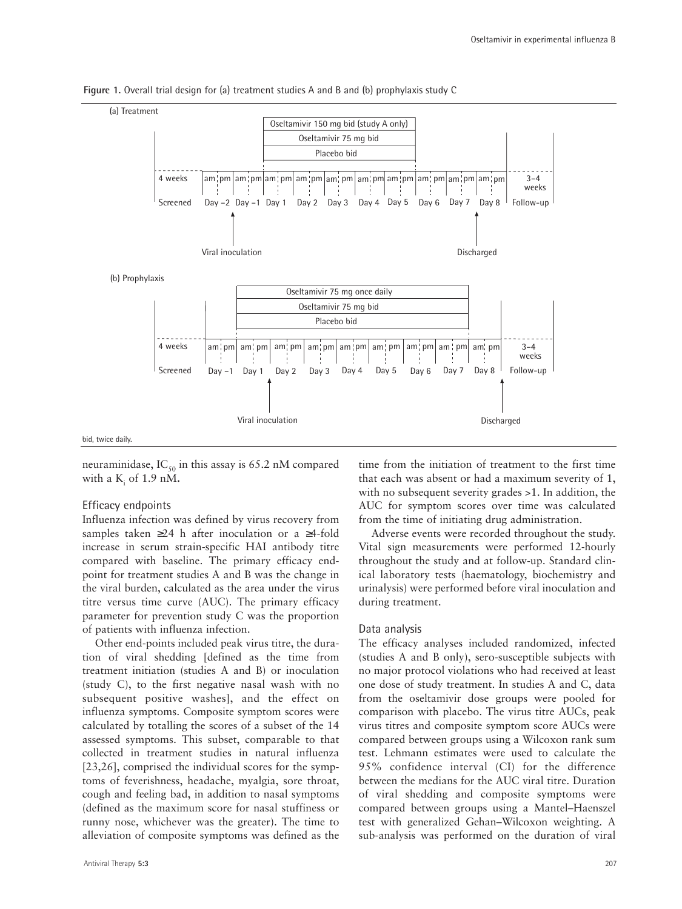**Figure 1.** Overall trial design for (a) treatment studies A and B and (b) prophylaxis study C

bid, twice daily.

neuraminidase, $IC_{50}$ in this assay is 65.2 nM compared with a $K_i$ of 1.9 nM.

### Efficacy endpoints

Influenza infection was defined by virus recovery from samples taken ≥24 h after inoculation or a ≥4-fold increase in serum strain-specific HAI antibody titre compared with baseline. The primary efficacy end-point for treatment studies A and B was the change in the viral burden, calculated as the area under the virus titre versus time curve (AUC). The primary efficacy parameter for prevention study C was the proportion of patients with influenza infection.

Other end-points included peak virus titre, the duration of viral shedding [defined as the time from treatment initiation (studies A and B) or inoculation (study C), to the first negative nasal wash with no subsequent positive washes], and the effect on influenza symptoms. Composite symptom scores were calculated by totalling the scores of a subset of the 14 assessed symptoms. This subset, comparable to that collected in treatment studies in natural influenza [23,26], comprised the individual scores for the symptoms of feverishness, headache, myalgia, sore throat, cough and feeling bad, in addition to nasal symptoms (defined as the maximum score for nasal stuffiness or runny nose, whichever was the greater). The time to alleviation of composite symptoms was defined as the time from the initiation of treatment to the first time that each was absent or had a maximum severity of 1, with no subsequent severity grades >1. In addition, the AUC for symptom scores over time was calculated from the time of initiating drug administration.

Adverse events were recorded throughout the study. Vital sign measurements were performed 12-hourly throughout the study and at follow-up. Standard clinical laboratory tests (haematology, biochemistry and urinalysis) were performed before viral inoculation and during treatment.

### Data analysis

The efficacy analyses included randomized, infected (studies A and B only), sero-susceptible subjects with no major protocol violations who had received at least one dose of study treatment. In studies A and C, data from the oseltamivir dose groups were pooled for comparison with placebo. The virus titre AUCs, peak virus titres and composite symptom score AUCs were compared between groups using a Wilcoxon rank sum test. Lehmann estimates were used to calculate the 95% confidence interval (CI) for the difference between the medians for the AUC viral titre. Duration of viral shedding and composite symptoms were compared between groups using a Mantel–Haenszel test with generalized Gehan–Wilcoxon weighting. A sub-analysis was performed on the duration of viral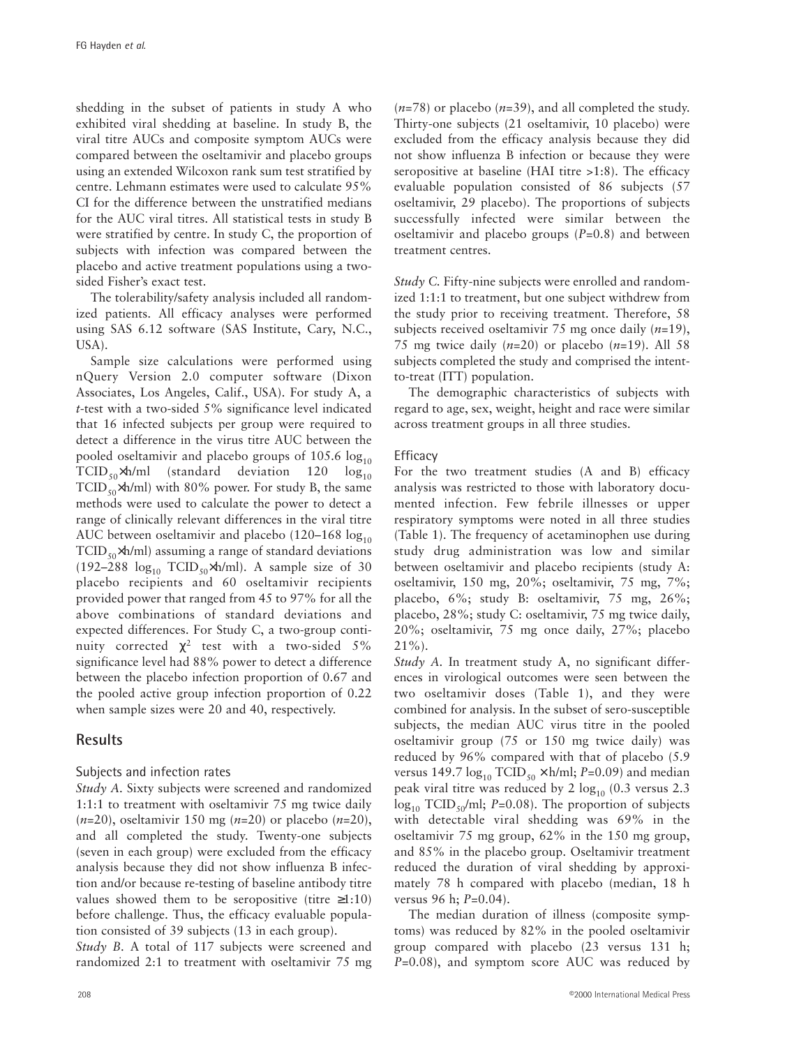shedding in the subset of patients in study A who exhibited viral shedding at baseline. In study B, the viral titre AUCs and composite symptom AUCs were compared between the oseltamivir and placebo groups using an extended Wilcoxon rank sum test stratified by centre. Lehmann estimates were used to calculate 95% CI for the difference between the unstratified medians for the AUC viral titres. All statistical tests in study B were stratified by centre. In study C, the proportion of subjects with infection was compared between the placebo and active treatment populations using a two-sided Fisher's exact test.

The tolerability/safety analysis included all randomized patients. All efficacy analyses were performed using SAS 6.12 software (SAS Institute, Cary, N.C., USA).

Sample size calculations were performed using nQuery Version 2.0 computer software (Dixon Associates, Los Angeles, Calif., USA). For study A, a *t*-test with a two-sided 5% significance level indicated that 16 infected subjects per group were required to detect a difference in the virus titre AUC between the pooled oseltamivir and placebo groups of 105.6 $\log_{10}$ $TCID_{50}$×h/ml (standard deviation 120 $\log_{10}$ $TCID_{50}$×h/ml) with 80% power. For study B, the same methods were used to calculate the power to detect a range of clinically relevant differences in the viral titre AUC between oseltamivir and placebo (120–168 $\log_{10}$ $TCID_{50}$×h/ml) assuming a range of standard deviations (192–288 $\log_{10}$ $TCID_{50}$×h/ml). A sample size of 30 placebo recipients and 60 oseltamivir recipients provided power that ranged from 45 to 97% for all the above combinations of standard deviations and expected differences. For Study C, a two-group continuity corrected $\chi^2$ test with a two-sided 5% significance level had 88% power to detect a difference between the placebo infection proportion of 0.67 and the pooled active group infection proportion of 0.22 when sample sizes were 20 and 40, respectively.

## Results

### Subjects and infection rates

*Study A*. Sixty subjects were screened and randomized 1:1:1 to treatment with oseltamivir 75 mg twice daily (*n*=20), oseltamivir 150 mg (*n*=20) or placebo (*n*=20), and all completed the study. Twenty-one subjects (seven in each group) were excluded from the efficacy analysis because they did not show influenza B infection and/or because re-testing of baseline antibody titre values showed them to be seropositive (titre ≥1:10) before challenge. Thus, the efficacy evaluable population consisted of 39 subjects (13 in each group).

*Study B*. A total of 117 subjects were screened and randomized 2:1 to treatment with oseltamivir 75 mg (*n*=78) or placebo (*n*=39), and all completed the study. Thirty-one subjects (21 oseltamivir, 10 placebo) were excluded from the efficacy analysis because they did not show influenza B infection or because they were seropositive at baseline (HAI titre >1:8). The efficacy evaluable population consisted of 86 subjects (57 oseltamivir, 29 placebo). The proportions of subjects successfully infected were similar between the oseltamivir and placebo groups (*P*=0.8) and between treatment centres.

*Study C*. Fifty-nine subjects were enrolled and randomized 1:1:1 to treatment, but one subject withdrew from the study prior to receiving treatment. Therefore, 58 subjects received oseltamivir 75 mg once daily (*n*=19), 75 mg twice daily (*n*=20) or placebo (*n*=19). All 58 subjects completed the study and comprised the intent-to-treat (ITT) population.

The demographic characteristics of subjects with regard to age, sex, weight, height and race were similar across treatment groups in all three studies.

### Efficacy

For the two treatment studies (A and B) efficacy analysis was restricted to those with laboratory documented infection. Few febrile illnesses or upper respiratory symptoms were noted in all three studies (Table 1). The frequency of acetaminophen use during study drug administration was low and similar between oseltamivir and placebo recipients (study A: oseltamivir, 150 mg, 20%; oseltamivir, 75 mg, 7%; placebo, 6%; study B: oseltamivir, 75 mg, 26%; placebo, 28%; study C: oseltamivir, 75 mg twice daily, 20%; oseltamivir, 75 mg once daily, 27%; placebo 21%).

*Study A*. In treatment study A, no significant differences in virological outcomes were seen between the two oseltamivir doses (Table 1), and they were combined for analysis. In the subset of sero-susceptible subjects, the median AUC virus titre in the pooled oseltamivir group (75 or 150 mg twice daily) was reduced by 96% compared with that of placebo (5.9 versus 149.7 $\log_{10}$ $TCID_{50}$ × h/ml; *P*=0.09) and median peak viral titre was reduced by 2 $\log_{10}$ (0.3 versus 2.3 $\log_{10}$ $TCID_{50}$/ml; *P*=0.08). The proportion of subjects with detectable viral shedding was 69% in the oseltamivir 75 mg group, 62% in the 150 mg group, and 85% in the placebo group. Oseltamivir treatment reduced the duration of viral shedding by approximately 78 h compared with placebo (median, 18 h versus 96 h; *P*=0.04).

The median duration of illness (composite symptoms) was reduced by 82% in the pooled oseltamivir group compared with placebo (23 versus 131 h; *P*=0.08), and symptom score AUC was reduced by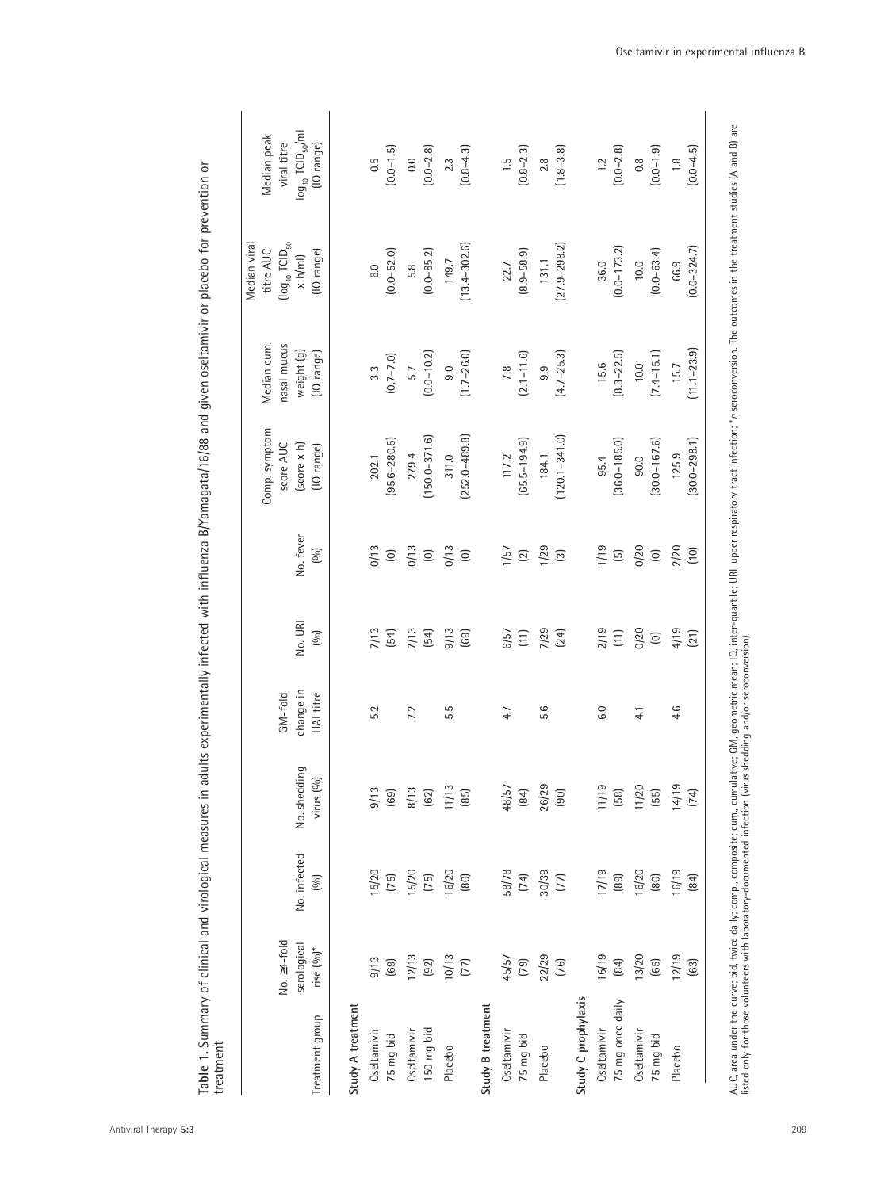**Table 1.** Summary of clinical and virological measures in adults experimentally infected with influenza B/Yamagata/16/88 and given oseltamivir or placebo for prevention or treatment

| Treatment group | No. ≥4-fold serological rise (%)* | No. infected (%) | No. shedding virus (%) | GM-fold change in HAI titre | No. URI (%) | No. fever (%) | Comp. symptom score AUC (score x h) (IQ range) | Median cum. nasal mucus weight (g) (IQ range) | Median viral titre AUC ($log_{10}$ $TCID_{50}$ x h/ml) (IQ range) | Median peak viral titre $log_{10}$ $TCID_{50}$/ml (IQ range) |
|---|---|---|---|---|---|---|---|---|---|---|
| **Study A treatment** | | | | | | | | | | |
| Oseltamivir 75 mg bid | 9/13 (69) | 15/20 (75) | 9/13 (69) | 5.2 | 7/13 (54) | 0/13 (0) | 202.1 (95.6–280.5) | 3.3 (0.7–7.0) | 6.0 (0.0–52.0) | 0.5 (0.0–1.5) |
| Oseltamivir 150 mg bid | 12/13 (92) | 15/20 (75) | 8/13 (62) | 7.2 | 7/13 (54) | 0/13 (0) | 279.4 (150.0–371.6) | 5.7 (0.0–10.2) | 5.8 (0.0–85.2) | 0.0 (0.0–2.8) |
| Placebo | 10/13 (77) | 16/20 (80) | 11/13 (85) | 5.5 | 9/13 (69) | 0/13 (0) | 311.0 (252.0–489.8) | 9.0 (1.7–26.0) | 149.7 (13.4–302.6) | 2.3 (0.8–4.3) |
| **Study B treatment** | | | | | | | | | | |
| Oseltamivir 75 mg bid | 45/57 (79) | 58/78 (74) | 48/57 (84) | 4.7 | 6/57 (11) | 1/57 (2) | 117.2 (65.5–194.9) | 7.8 (2.1–11.6) | 22.7 (8.9–58.9) | 1.5 (0.8–2.3) |
| Placebo | 22/29 (76) | 30/39 (77) | 26/29 (90) | 5.6 | 7/29 (24) | 1/29 (3) | 184.1 (120.1–341.0) | 9.9 (4.7–25.3) | 131.1 (27.9–298.2) | 2.8 (1.8–3.8) |
| **Study C prophylaxis** | | | | | | | | | | |
| Oseltamivir 75 mg once daily | 16/19 (84) | 17/19 (89) | 11/19 (58) | 6.0 | 2/19 (11) | 1/19 (5) | 95.4 (36.0–185.0) | 15.6 (8.3–22.5) | 36.0 (0.0–173.2) | 1.2 (0.0–2.8) |
| Oseltamivir 75 mg bid | 13/20 (65) | 16/20 (80) | 11/20 (55) | 4.1 | 0/20 (0) | 0/20 (0) | 90.0 (30.0–167.6) | 10.0 (7.4–15.1) | 10.0 (0.0–63.4) | 0.8 (0.0–1.9) |
| Placebo | 12/19 (63) | 16/19 (84) | 14/19 (74) | 4.6 | 4/19 (21) | 2/20 (10) | 125.9 (30.0–298.1) | 15.7 (11.1–23.9) | 66.9 (0.0–324.7) | 1.8 (0.0–4.5) |

AUC, area under the curve; bid, twice daily; comp., composite; cum., cumulative; GM, geometric mean; IQ, inter-quartile; URI, upper respiratory tract infection; **n* seroconversion. The outcomes in the treatment studies (A and B) are listed only for those volunteers with laboratory-documented infection (virus shedding and/or seroconversion).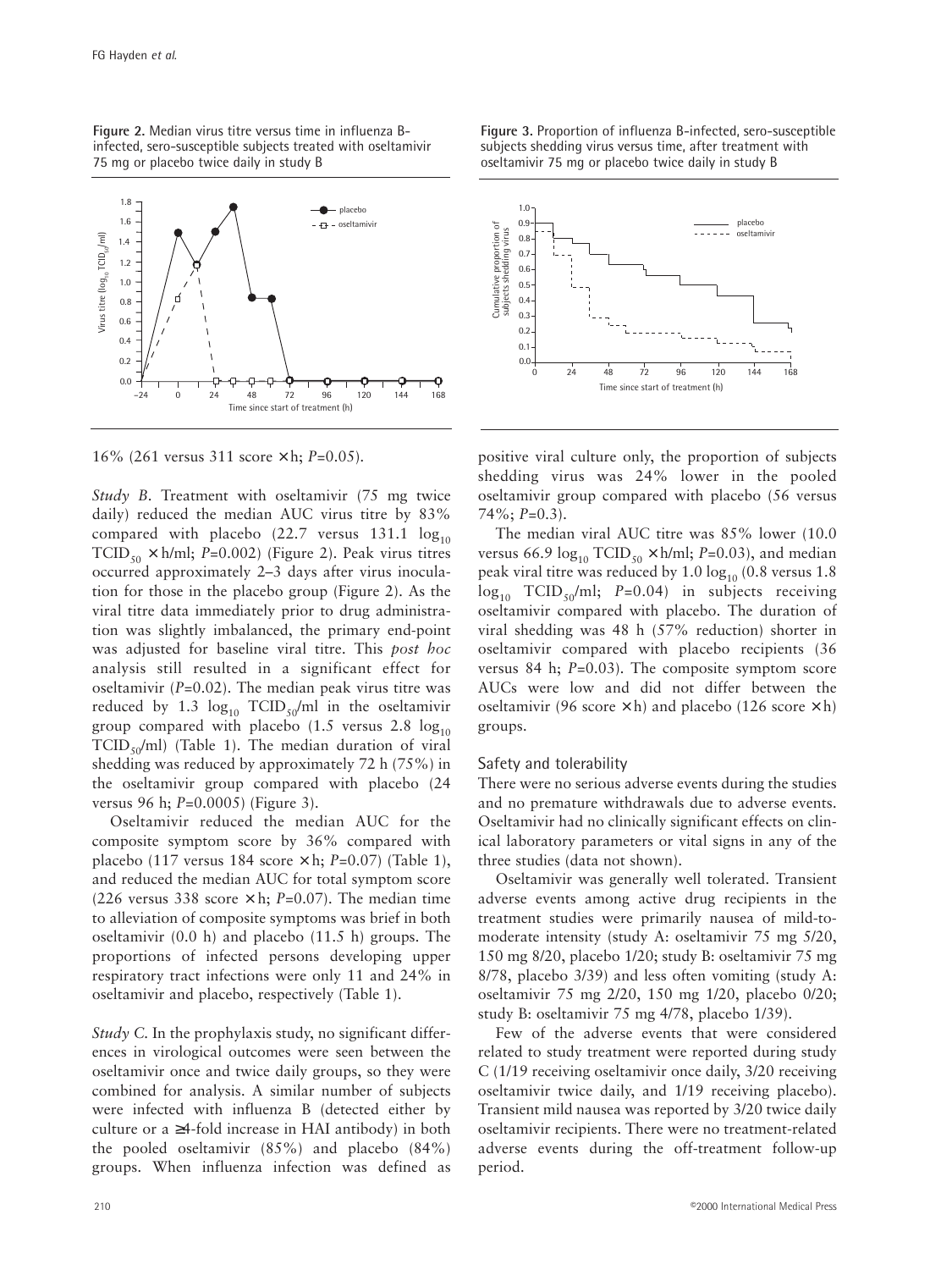**Figure 2.** Median virus titre versus time in influenza B-infected, sero-susceptible subjects treated with oseltamivir 75 mg or placebo twice daily in study B

**Figure 3.** Proportion of influenza B-infected, sero-susceptible subjects shedding virus versus time, after treatment with oseltamivir 75 mg or placebo twice daily in study B

16% (261 versus 311 score × h; $P$=0.05).

*Study B.* Treatment with oseltamivir (75 mg twice daily) reduced the median AUC virus titre by 83% compared with placebo (22.7 versus 131.1 $\log_{10}$ $TCID_{50}$ × h/ml; $P$=0.002) (Figure 2). Peak virus titres occurred approximately 2–3 days after virus inoculation for those in the placebo group (Figure 2). As the viral titre data immediately prior to drug administration was slightly imbalanced, the primary end-point was adjusted for baseline viral titre. This *post hoc* analysis still resulted in a significant effect for oseltamivir ($P$=0.02). The median peak virus titre was reduced by 1.3 $\log_{10}$ $TCID_{50}$/ml in the oseltamivir group compared with placebo (1.5 versus 2.8 $\log_{10}$ $TCID_{50}$/ml) (Table 1). The median duration of viral shedding was reduced by approximately 72 h (75%) in the oseltamivir group compared with placebo (24 versus 96 h; $P$=0.0005) (Figure 3).

Oseltamivir reduced the median AUC for the composite symptom score by 36% compared with placebo (117 versus 184 score × h; $P$=0.07) (Table 1), and reduced the median AUC for total symptom score (226 versus 338 score × h; $P$=0.07). The median time to alleviation of composite symptoms was brief in both oseltamivir (0.0 h) and placebo (11.5 h) groups. The proportions of infected persons developing upper respiratory tract infections were only 11 and 24% in oseltamivir and placebo, respectively (Table 1).

*Study C.* In the prophylaxis study, no significant differences in virological outcomes were seen between the oseltamivir once and twice daily groups, so they were combined for analysis. A similar number of subjects were infected with influenza B (detected either by culture or a ≥4-fold increase in HAI antibody) in both the pooled oseltamivir (85%) and placebo (84%) groups. When influenza infection was defined as positive viral culture only, the proportion of subjects shedding virus was 24% lower in the pooled oseltamivir group compared with placebo (56 versus 74%; $P$=0.3).

The median viral AUC titre was 85% lower (10.0 versus 66.9 $\log_{10}$ $TCID_{50}$ × h/ml; $P$=0.03), and median peak viral titre was reduced by 1.0 $\log_{10}$ (0.8 versus 1.8 $\log_{10}$ $TCID_{50}$/ml; $P$=0.04) in subjects receiving oseltamivir compared with placebo. The duration of viral shedding was 48 h (57% reduction) shorter in oseltamivir compared with placebo recipients (36 versus 84 h; $P$=0.03). The composite symptom score AUCs were low and did not differ between the oseltamivir (96 score × h) and placebo (126 score × h) groups.

### Safety and tolerability

There were no serious adverse events during the studies and no premature withdrawals due to adverse events. Oseltamivir had no clinically significant effects on clinical laboratory parameters or vital signs in any of the three studies (data not shown).

Oseltamivir was generally well tolerated. Transient adverse events among active drug recipients in the treatment studies were primarily nausea of mild-to-moderate intensity (study A: oseltamivir 75 mg 5/20, 150 mg 8/20, placebo 1/20; study B: oseltamivir 75 mg 8/78, placebo 3/39) and less often vomiting (study A: oseltamivir 75 mg 2/20, 150 mg 1/20, placebo 0/20; study B: oseltamivir 75 mg 4/78, placebo 1/39).

Few of the adverse events that were considered related to study treatment were reported during study C (1/19 receiving oseltamivir once daily, 3/20 receiving oseltamivir twice daily, and 1/19 receiving placebo). Transient mild nausea was reported by 3/20 twice daily oseltamivir recipients. There were no treatment-related adverse events during the off-treatment follow-up period.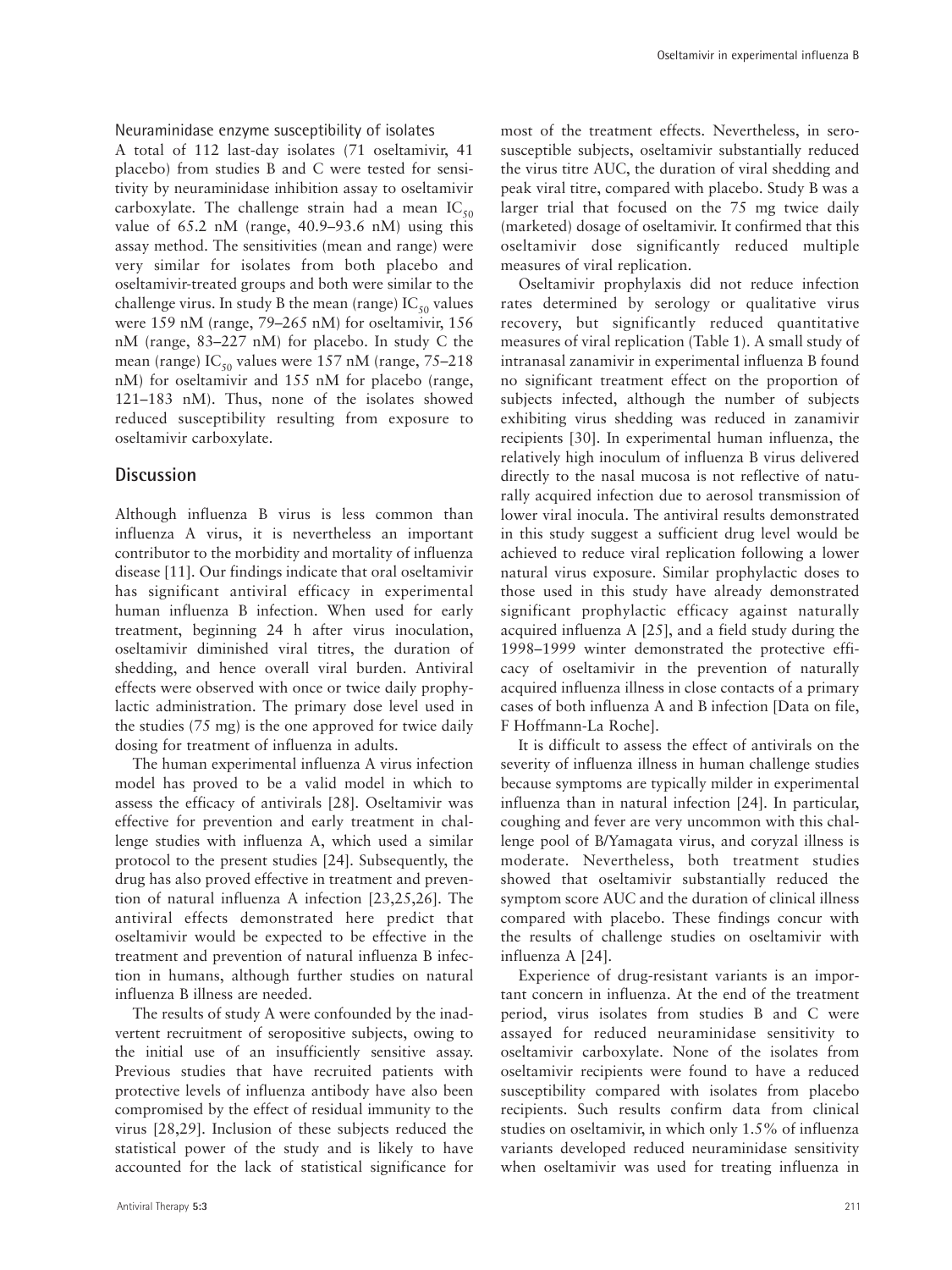### Neuraminidase enzyme susceptibility of isolates

A total of 112 last-day isolates (71 oseltamivir, 41 placebo) from studies B and C were tested for sensitivity by neuraminidase inhibition assay to oseltamivir carboxylate. The challenge strain had a mean $IC_{50}$ value of 65.2 nM (range, 40.9–93.6 nM) using this assay method. The sensitivities (mean and range) were very similar for isolates from both placebo and oseltamivir-treated groups and both were similar to the challenge virus. In study B the mean (range) $IC_{50}$ values were 159 nM (range, 79–265 nM) for oseltamivir, 156 nM (range, 83–227 nM) for placebo. In study C the mean (range) $IC_{50}$ values were 157 nM (range, 75–218 nM) for oseltamivir and 155 nM for placebo (range, 121–183 nM). Thus, none of the isolates showed reduced susceptibility resulting from exposure to oseltamivir carboxylate.

## Discussion

Although influenza B virus is less common than influenza A virus, it is nevertheless an important contributor to the morbidity and mortality of influenza disease [11]. Our findings indicate that oral oseltamivir has significant antiviral efficacy in experimental human influenza B infection. When used for early treatment, beginning 24 h after virus inoculation, oseltamivir diminished viral titres, the duration of shedding, and hence overall viral burden. Antiviral effects were observed with once or twice daily prophylactic administration. The primary dose level used in the studies (75 mg) is the one approved for twice daily dosing for treatment of influenza in adults.

The human experimental influenza A virus infection model has proved to be a valid model in which to assess the efficacy of antivirals [28]. Oseltamivir was effective for prevention and early treatment in challenge studies with influenza A, which used a similar protocol to the present studies [24]. Subsequently, the drug has also proved effective in treatment and prevention of natural influenza A infection [23,25,26]. The antiviral effects demonstrated here predict that oseltamivir would be expected to be effective in the treatment and prevention of natural influenza B infection in humans, although further studies on natural influenza B illness are needed.

The results of study A were confounded by the inadvertent recruitment of seropositive subjects, owing to the initial use of an insufficiently sensitive assay. Previous studies that have recruited patients with protective levels of influenza antibody have also been compromised by the effect of residual immunity to the virus [28,29]. Inclusion of these subjects reduced the statistical power of the study and is likely to have accounted for the lack of statistical significance for most of the treatment effects. Nevertheless, in serosusceptible subjects, oseltamivir substantially reduced the virus titre AUC, the duration of viral shedding and peak viral titre, compared with placebo. Study B was a larger trial that focused on the 75 mg twice daily (marketed) dosage of oseltamivir. It confirmed that this oseltamivir dose significantly reduced multiple measures of viral replication.

Oseltamivir prophylaxis did not reduce infection rates determined by serology or qualitative virus recovery, but significantly reduced quantitative measures of viral replication (Table 1). A small study of intranasal zanamivir in experimental influenza B found no significant treatment effect on the proportion of subjects infected, although the number of subjects exhibiting virus shedding was reduced in zanamivir recipients [30]. In experimental human influenza, the relatively high inoculum of influenza B virus delivered directly to the nasal mucosa is not reflective of naturally acquired infection due to aerosol transmission of lower viral inocula. The antiviral results demonstrated in this study suggest a sufficient drug level would be achieved to reduce viral replication following a lower natural virus exposure. Similar prophylactic doses to those used in this study have already demonstrated significant prophylactic efficacy against naturally acquired influenza A [25], and a field study during the 1998–1999 winter demonstrated the protective efficacy of oseltamivir in the prevention of naturally acquired influenza illness in close contacts of a primary cases of both influenza A and B infection [Data on file, F Hoffmann-La Roche].

It is difficult to assess the effect of antivirals on the severity of influenza illness in human challenge studies because symptoms are typically milder in experimental influenza than in natural infection [24]. In particular, coughing and fever are very uncommon with this challenge pool of B/Yamagata virus, and coryzal illness is moderate. Nevertheless, both treatment studies showed that oseltamivir substantially reduced the symptom score AUC and the duration of clinical illness compared with placebo. These findings concur with the results of challenge studies on oseltamivir with influenza A [24].

Experience of drug-resistant variants is an important concern in influenza. At the end of the treatment period, virus isolates from studies B and C were assayed for reduced neuraminidase sensitivity to oseltamivir carboxylate. None of the isolates from oseltamivir recipients were found to have a reduced susceptibility compared with isolates from placebo recipients. Such results confirm data from clinical studies on oseltamivir, in which only 1.5% of influenza variants developed reduced neuraminidase sensitivity when oseltamivir was used for treating influenza in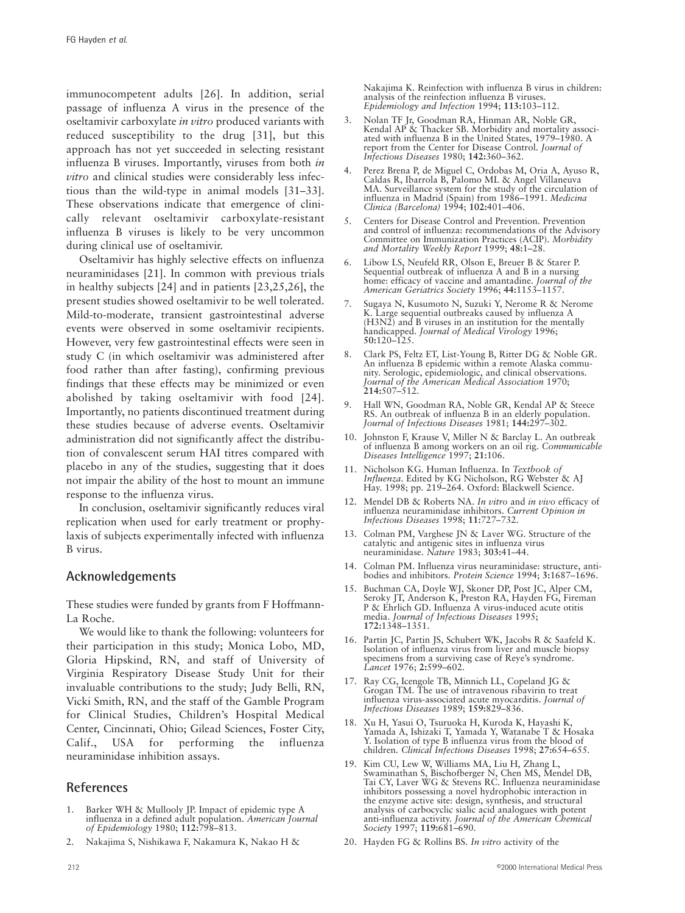immunocompetent adults [26]. In addition, serial passage of influenza A virus in the presence of the oseltamivir carboxylate *in vitro* produced variants with reduced susceptibility to the drug [31], but this approach has not yet succeeded in selecting resistant influenza B viruses. Importantly, viruses from both *in vitro* and clinical studies were considerably less infectious than the wild-type in animal models [31–33]. These observations indicate that emergence of clinically relevant oseltamivir carboxylate-resistant influenza B viruses is likely to be very uncommon during clinical use of oseltamivir.

Oseltamivir has highly selective effects on influenza neuraminidases [21]. In common with previous trials in healthy subjects [24] and in patients [23,25,26], the present studies showed oseltamivir to be well tolerated. Mild-to-moderate, transient gastrointestinal adverse events were observed in some oseltamivir recipients. However, very few gastrointestinal effects were seen in study C (in which oseltamivir was administered after food rather than after fasting), confirming previous findings that these effects may be minimized or even abolished by taking oseltamivir with food [24]. Importantly, no patients discontinued treatment during these studies because of adverse events. Oseltamivir administration did not significantly affect the distribution of convalescent serum HAI titres compared with placebo in any of the studies, suggesting that it does not impair the ability of the host to mount an immune response to the influenza virus.

In conclusion, oseltamivir significantly reduces viral replication when used for early treatment or prophylaxis of subjects experimentally infected with influenza B virus.

## Acknowledgements

These studies were funded by grants from F Hoffmann-La Roche.

We would like to thank the following: volunteers for their participation in this study; Monica Lobo, MD, Gloria Hipskind, RN, and staff of University of Virginia Respiratory Disease Study Unit for their invaluable contributions to the study; Judy Belli, RN, Vicki Smith, RN, and the staff of the Gamble Program for Clinical Studies, Children's Hospital Medical Center, Cincinnati, Ohio; Gilead Sciences, Foster City, Calif., USA for performing the influenza neuraminidase inhibition assays.

## References

1. Barker WH & Mullooly JP. Impact of epidemic type A influenza in a defined adult population. *American Journal of Epidemiology* 1980; **112:**798–813.
2. Nakajima S, Nishikawa F, Nakamura K, Nakao H & Nakajima K. Reinfection with influenza B virus in children: analysis of the reinfection influenza B viruses. *Epidemiology and Infection* 1994; **113:**103–112.
3. Nolan TF Jr, Goodman RA, Hinman AR, Noble GR, Kendal AP & Thacker SB. Morbidity and mortality associated with influenza B in the United States, 1979–1980. A report from the Center for Disease Control. *Journal of Infectious Diseases* 1980; **142:**360–362.
4. Perez Brena P, de Miguel C, Ordobas M, Oria A, Ayuso R, Caldas R, Ibarrola B, Palomo ML & Angel Villaneuva MA. Surveillance system for the study of the circulation of influenza in Madrid (Spain) from 1986–1991. *Medicina Clinica (Barcelona)* 1994; **102:**401–406.
5. Centers for Disease Control and Prevention. Prevention and control of influenza: recommendations of the Advisory Committee on Immunization Practices (ACIP). *Morbidity and Mortality Weekly Report* 1999; **48:**1–28.
6. Libow LS, Neufeld RR, Olson E, Breuer B & Starer P. Sequential outbreak of influenza A and B in a nursing home: efficacy of vaccine and amantadine. *Journal of the American Geriatrics Society* 1996; **44:**1153–1157.
7. Sugaya N, Kusumoto N, Suzuki Y, Nerome R & Nerome K. Large sequential outbreaks caused by influenza A (H3N2) and B viruses in an institution for the mentally handicapped. *Journal of Medical Virology* 1996; **50:**120–125.
8. Clark PS, Feltz ET, List-Young B, Ritter DG & Noble GR. An influenza B epidemic within a remote Alaska community. Serologic, epidemiologic, and clinical observations. *Journal of the American Medical Association* 1970; **214:**507–512.
9. Hall WN, Goodman RA, Noble GR, Kendal AP & Steece RS. An outbreak of influenza B in an elderly population. *Journal of Infectious Diseases* 1981; **144:**297–302.
10. Johnston F, Krause V, Miller N & Barclay L. An outbreak of influenza B among workers on an oil rig. *Communicable Diseases Intelligence* 1997; **21:**106.
11. Nicholson KG. Human Influenza. In *Textbook of Influenza*. Edited by KG Nicholson, RG Webster & AJ Hay. 1998; pp. 219–264. Oxford: Blackwell Science.
12. Mendel DB & Roberts NA. *In vitro* and *in vivo* efficacy of influenza neuraminidase inhibitors. *Current Opinion in Infectious Diseases* 1998; **11:**727–732.
13. Colman PM, Varghese JN & Laver WG. Structure of the catalytic and antigenic sites in influenza virus neuraminidase. *Nature* 1983; **303:**41–44.
14. Colman PM. Influenza virus neuraminidase: structure, antibodies and inhibitors. *Protein Science* 1994; **3:**1687–1696.
15. Buchman CA, Doyle WJ, Skoner DP, Post JC, Alper CM, Seroky JT, Anderson K, Preston RA, Hayden FG, Fireman P & Ehrlich GD. Influenza A virus-induced acute otitis media. *Journal of Infectious Diseases* 1995; **172:**1348–1351.
16. Partin JC, Partin JS, Schubert WK, Jacobs R & Saafeld K. Isolation of influenza virus from liver and muscle biopsy specimens from a surviving case of Reye's syndrome. *Lancet* 1976; **2:**599–602.
17. Ray CG, Icengole TB, Minnich LL, Copeland JG & Grogan TM. The use of intravenous ribavirin to treat influenza virus-associated acute myocarditis. *Journal of Infectious Diseases* 1989; **159:**829–836.
18. Xu H, Yasui O, Tsuruoka H, Kuroda K, Hayashi K, Yamada A, Ishizaki T, Yamada Y, Watanabe T & Hosaka Y. Isolation of type B influenza virus from the blood of children. *Clinical Infectious Diseases* 1998; **27:**654–655.
19. Kim CU, Lew W, Williams MA, Liu H, Zhang L, Swaminathan S, Bischofberger N, Chen MS, Mendel DB, Tai CY, Laver WG & Stevens RC. Influenza neuraminidase inhibitors possessing a novel hydrophobic interaction in the enzyme active site: design, synthesis, and structural analysis of carbocyclic sialic acid analogues with potent anti-influenza activity. *Journal of the American Chemical Society* 1997; **119:**681–690.
20. Hayden FG & Rollins BS. *In vitro* activity of the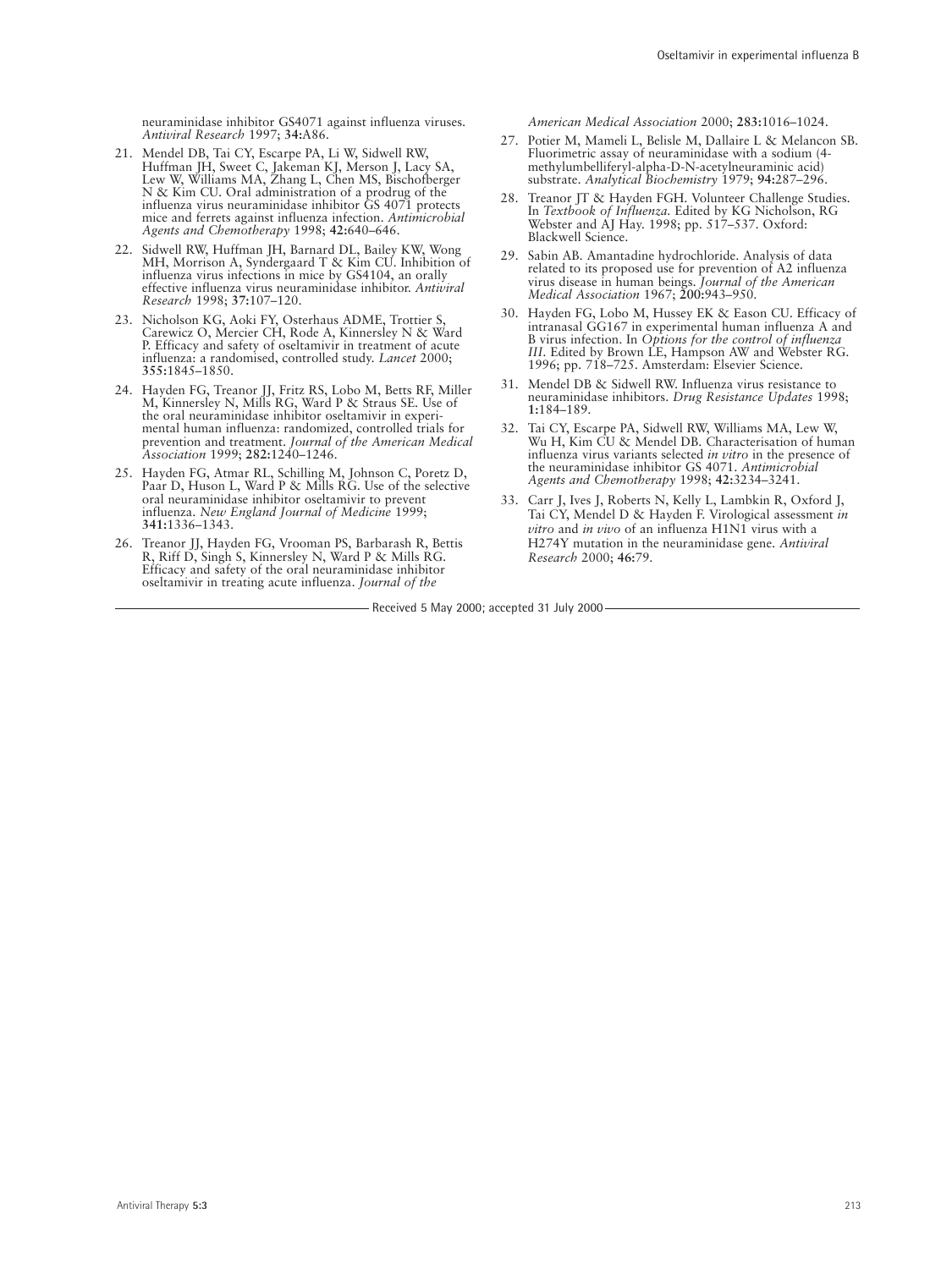neuraminidase inhibitor GS4071 against influenza viruses. *Antiviral Research* 1997; **34:**A86.

21. Mendel DB, Tai CY, Escarpe PA, Li W, Sidwell RW, Huffman JH, Sweet C, Jakeman KJ, Merson J, Lacy SA, Lew W, Williams MA, Zhang L, Chen MS, Bischofberger N & Kim CU. Oral administration of a prodrug of the influenza virus neuraminidase inhibitor GS 4071 protects mice and ferrets against influenza infection. *Antimicrobial Agents and Chemotherapy* 1998; **42:**640–646.
22. Sidwell RW, Huffman JH, Barnard DL, Bailey KW, Wong MH, Morrison A, Syndergaard T & Kim CU. Inhibition of influenza virus infections in mice by GS4104, an orally effective influenza virus neuraminidase inhibitor. *Antiviral Research* 1998; **37:**107–120.
23. Nicholson KG, Aoki FY, Osterhaus ADME, Trottier S, Carewicz O, Mercier CH, Rode A, Kinnersley N & Ward P. Efficacy and safety of oseltamivir in treatment of acute influenza: a randomised, controlled study. *Lancet* 2000; **355:**1845–1850.
24. Hayden FG, Treanor JJ, Fritz RS, Lobo M, Betts RF, Miller M, Kinnersley N, Mills RG, Ward P & Straus SE. Use of the oral neuraminidase inhibitor oseltamivir in experimental human influenza: randomized, controlled trials for prevention and treatment. *Journal of the American Medical Association* 1999; **282:**1240–1246.
25. Hayden FG, Atmar RL, Schilling M, Johnson C, Poretz D, Paar D, Huson L, Ward P & Mills RG. Use of the selective oral neuraminidase inhibitor oseltamivir to prevent influenza. *New England Journal of Medicine* 1999; **341:**1336–1343.
26. Treanor JJ, Hayden FG, Vrooman PS, Barbarash R, Bettis R, Riff D, Singh S, Kinnersley N, Ward P & Mills RG. Efficacy and safety of the oral neuraminidase inhibitor oseltamivir in treating acute influenza. *Journal of the American Medical Association* 2000; **283:**1016–1024.
27. Potier M, Mameli L, Belisle M, Dallaire L & Melancon SB. Fluorimetric assay of neuraminidase with a sodium (4-methylumbelliferyl-alpha-D-N-acetylneuraminic acid) substrate. *Analytical Biochemistry* 1979; **94:**287–296.
28. Treanor JT & Hayden FGH. Volunteer Challenge Studies. In *Textbook of Influenza.* Edited by KG Nicholson, RG Webster and AJ Hay. 1998; pp. 517–537. Oxford: Blackwell Science.
29. Sabin AB. Amantadine hydrochloride. Analysis of data related to its proposed use for prevention of A2 influenza virus disease in human beings. *Journal of the American Medical Association* 1967; **200:**943–950.
30. Hayden FG, Lobo M, Hussey EK & Eason CU. Efficacy of intranasal GG167 in experimental human influenza A and B virus infection. In *Options for the control of influenza III.* Edited by Brown LE, Hampson AW and Webster RG. 1996; pp. 718–725. Amsterdam: Elsevier Science.
31. Mendel DB & Sidwell RW. Influenza virus resistance to neuraminidase inhibitors. *Drug Resistance Updates* 1998; **1:**184–189.
32. Tai CY, Escarpe PA, Sidwell RW, Williams MA, Lew W, Wu H, Kim CU & Mendel DB. Characterisation of human influenza virus variants selected *in vitro* in the presence of the neuraminidase inhibitor GS 4071. *Antimicrobial Agents and Chemotherapy* 1998; **42:**3234–3241.
33. Carr J, Ives J, Roberts N, Kelly L, Lambkin R, Oxford J, Tai CY, Mendel D & Hayden F. Virological assessment *in vitro* and *in vivo* of an influenza H1N1 virus with a H274Y mutation in the neuraminidase gene. *Antiviral Research* 2000; **46:**79.

Received 5 May 2000; accepted 31 July 2000